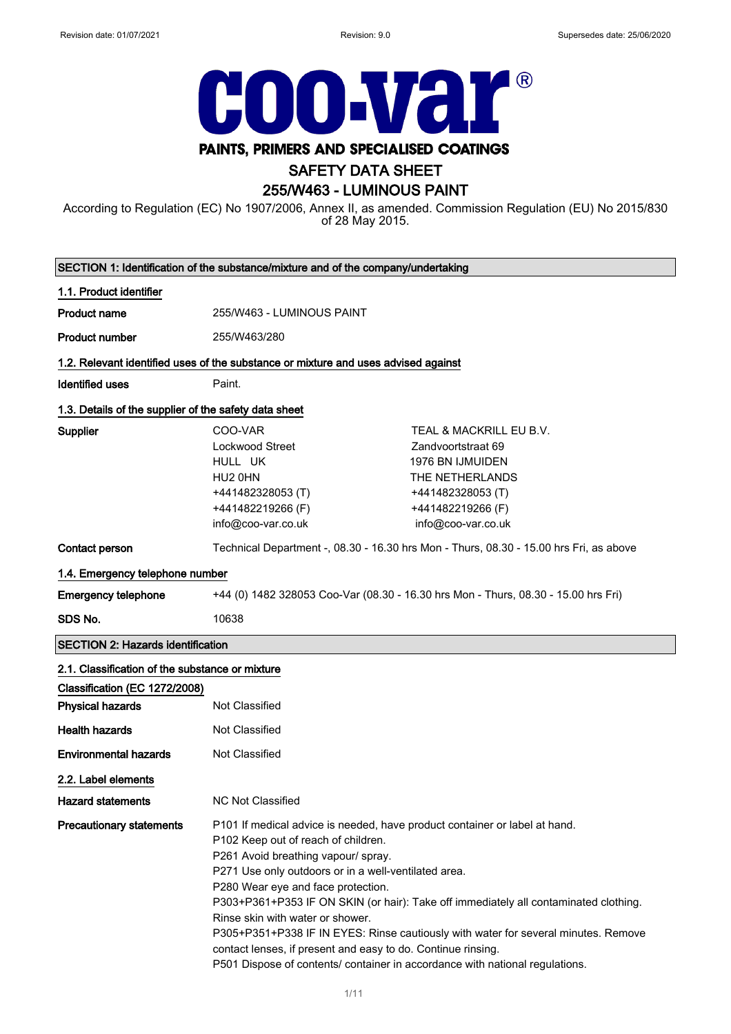Revision date: 01/07/2021 Revision: 9.0 Supersedes date: 25/06/2020

# coo-var®

**PAINTS, PRIMERS AND SPECIALISED COATINGS**

## SAFETY DATA SHEET
## 255/W463 - LUMINOUS PAINT

According to Regulation (EC) No 1907/2006, Annex II, as amended. Commission Regulation (EU) No 2015/830 of 28 May 2015.

### SECTION 1: Identification of the substance/mixture and of the company/undertaking

**1.1. Product identifier**

| | |
|---|---|
| **Product name** | 255/W463 - LUMINOUS PAINT |
| **Product number** | 255/W463/280 |

**1.2. Relevant identified uses of the substance or mixture and uses advised against**

| | |
|---|---|
| **Identified uses** | Paint. |

**1.3. Details of the supplier of the safety data sheet**

| | | |
|---|---|---|
| **Supplier** | COO-VAR<br>Lockwood Street<br>HULL UK<br>HU2 0HN<br>+441482328053 (T)<br>+441482219266 (F)<br>info@coo-var.co.uk | TEAL & MACKRILL EU B.V.<br>Zandvoortstraat 69<br>1976 BN IJMUIDEN<br>THE NETHERLANDS<br>+441482328053 (T)<br>+441482219266 (F)<br>info@coo-var.co.uk |
| **Contact person** | Technical Department -, 08.30 - 16.30 hrs Mon - Thurs, 08.30 - 15.00 hrs Fri, as above | |

**1.4. Emergency telephone number**

| | |
|---|---|
| **Emergency telephone** | +44 (0) 1482 328053 Coo-Var (08.30 - 16.30 hrs Mon - Thurs, 08.30 - 15.00 hrs Fri) |
| **SDS No.** | 10638 |

### SECTION 2: Hazards identification

**2.1. Classification of the substance or mixture**

**Classification (EC 1272/2008)**

| | |
|---|---|
| **Physical hazards** | Not Classified |
| **Health hazards** | Not Classified |
| **Environmental hazards** | Not Classified |

**2.2. Label elements**

| | |
|---|---|
| **Hazard statements** | NC Not Classified |
| **Precautionary statements** | P101 If medical advice is needed, have product container or label at hand.<br>P102 Keep out of reach of children.<br>P261 Avoid breathing vapour/ spray.<br>P271 Use only outdoors or in a well-ventilated area.<br>P280 Wear eye and face protection.<br>P303+P361+P353 IF ON SKIN (or hair): Take off immediately all contaminated clothing. Rinse skin with water or shower.<br>P305+P351+P338 IF IN EYES: Rinse cautiously with water for several minutes. Remove contact lenses, if present and easy to do. Continue rinsing.<br>P501 Dispose of contents/ container in accordance with national regulations. |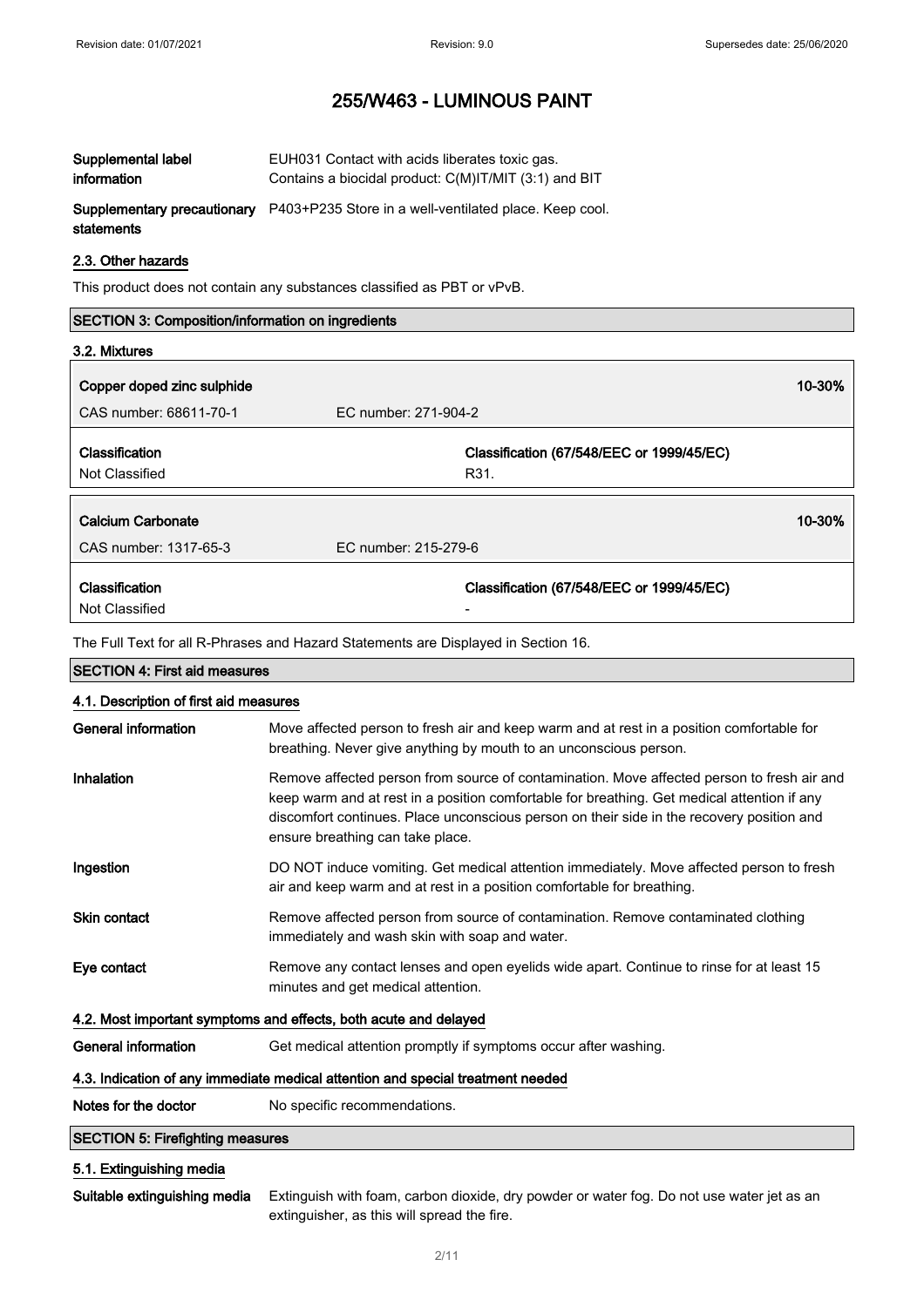| | |
|---|---|
| **Supplemental label information** | EUH031 Contact with acids liberates toxic gas. Contains a biocidal product: C(M)IT/MIT (3:1) and BIT |
| **Supplementary precautionary statements** | P403+P235 Store in a well-ventilated place. Keep cool. |

### 2.3. Other hazards

This product does not contain any substances classified as PBT or vPvB.

## SECTION 3: Composition/information on ingredients

### 3.2. Mixtures

| | | |
|---|---|---|
| **Copper doped zinc sulphide** | | **10-30%** |
| CAS number: 68611-70-1 | EC number: 271-904-2 | |
| **Classification** | **Classification (67/548/EEC or 1999/45/EC)** | |
| Not Classified | R31. | |

| | | |
|---|---|---|
| **Calcium Carbonate** | | **10-30%** |
| CAS number: 1317-65-3 | EC number: 215-279-6 | |
| **Classification** | **Classification (67/548/EEC or 1999/45/EC)** | |
| Not Classified | - | |

The Full Text for all R-Phrases and Hazard Statements are Displayed in Section 16.

## SECTION 4: First aid measures

### 4.1. Description of first aid measures

| | |
|---|---|
| **General information** | Move affected person to fresh air and keep warm and at rest in a position comfortable for breathing. Never give anything by mouth to an unconscious person. |
| **Inhalation** | Remove affected person from source of contamination. Move affected person to fresh air and keep warm and at rest in a position comfortable for breathing. Get medical attention if any discomfort continues. Place unconscious person on their side in the recovery position and ensure breathing can take place. |
| **Ingestion** | DO NOT induce vomiting. Get medical attention immediately. Move affected person to fresh air and keep warm and at rest in a position comfortable for breathing. |
| **Skin contact** | Remove affected person from source of contamination. Remove contaminated clothing immediately and wash skin with soap and water. |
| **Eye contact** | Remove any contact lenses and open eyelids wide apart. Continue to rinse for at least 15 minutes and get medical attention. |

### 4.2. Most important symptoms and effects, both acute and delayed

| | |
|---|---|
| **General information** | Get medical attention promptly if symptoms occur after washing. |

### 4.3. Indication of any immediate medical attention and special treatment needed

| | |
|---|---|
| **Notes for the doctor** | No specific recommendations. |

## SECTION 5: Firefighting measures

### 5.1. Extinguishing media

| | |
|---|---|
| **Suitable extinguishing media** | Extinguish with foam, carbon dioxide, dry powder or water fog. Do not use water jet as an extinguisher, as this will spread the fire. |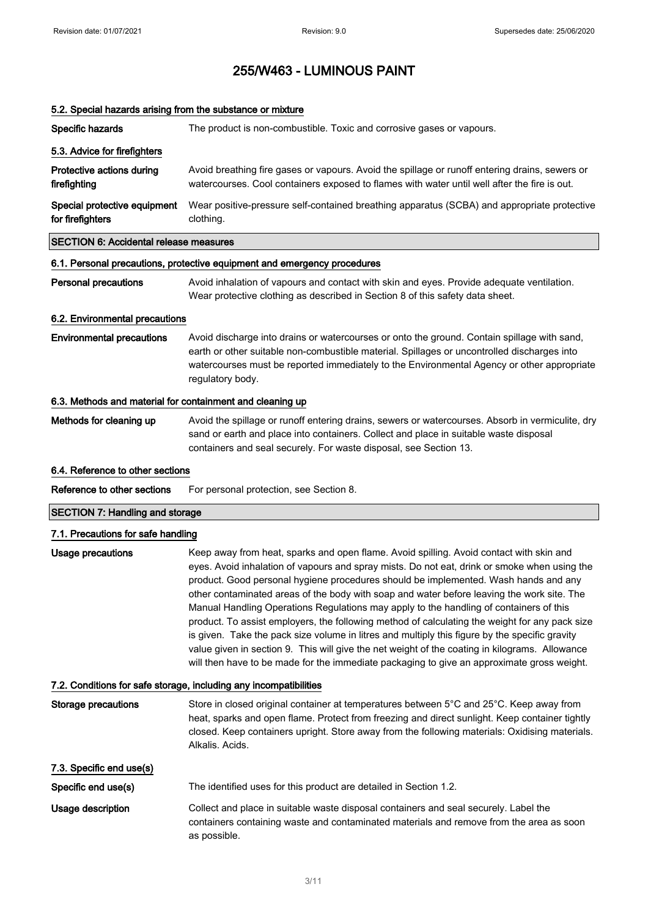### 5.2. Special hazards arising from the substance or mixture

| | |
|---|---|
| **Specific hazards** | The product is non-combustible. Toxic and corrosive gases or vapours. |

### 5.3. Advice for firefighters

| | |
|---|---|
| **Protective actions during firefighting** | Avoid breathing fire gases or vapours. Avoid the spillage or runoff entering drains, sewers or watercourses. Cool containers exposed to flames with water until well after the fire is out. |
| **Special protective equipment for firefighters** | Wear positive-pressure self-contained breathing apparatus (SCBA) and appropriate protective clothing. |

## SECTION 6: Accidental release measures

### 6.1. Personal precautions, protective equipment and emergency procedures

| | |
|---|---|
| **Personal precautions** | Avoid inhalation of vapours and contact with skin and eyes. Provide adequate ventilation. Wear protective clothing as described in Section 8 of this safety data sheet. |

### 6.2. Environmental precautions

| | |
|---|---|
| **Environmental precautions** | Avoid discharge into drains or watercourses or onto the ground. Contain spillage with sand, earth or other suitable non-combustible material. Spillages or uncontrolled discharges into watercourses must be reported immediately to the Environmental Agency or other appropriate regulatory body. |

### 6.3. Methods and material for containment and cleaning up

| | |
|---|---|
| **Methods for cleaning up** | Avoid the spillage or runoff entering drains, sewers or watercourses. Absorb in vermiculite, dry sand or earth and place into containers. Collect and place in suitable waste disposal containers and seal securely. For waste disposal, see Section 13. |

### 6.4. Reference to other sections

| | |
|---|---|
| **Reference to other sections** | For personal protection, see Section 8. |

## SECTION 7: Handling and storage

### 7.1. Precautions for safe handling

| | |
|---|---|
| **Usage precautions** | Keep away from heat, sparks and open flame. Avoid spilling. Avoid contact with skin and eyes. Avoid inhalation of vapours and spray mists. Do not eat, drink or smoke when using the product. Good personal hygiene procedures should be implemented. Wash hands and any other contaminated areas of the body with soap and water before leaving the work site. The Manual Handling Operations Regulations may apply to the handling of containers of this product. To assist employers, the following method of calculating the weight for any pack size is given. Take the pack size volume in litres and multiply this figure by the specific gravity value given in section 9. This will give the net weight of the coating in kilograms. Allowance will then have to be made for the immediate packaging to give an approximate gross weight. |

### 7.2. Conditions for safe storage, including any incompatibilities

| | |
|---|---|
| **Storage precautions** | Store in closed original container at temperatures between 5°C and 25°C. Keep away from heat, sparks and open flame. Protect from freezing and direct sunlight. Keep container tightly closed. Keep containers upright. Store away from the following materials: Oxidising materials. Alkalis. Acids. |

### 7.3. Specific end use(s)

| | |
|---|---|
| **Specific end use(s)** | The identified uses for this product are detailed in Section 1.2. |
| **Usage description** | Collect and place in suitable waste disposal containers and seal securely. Label the containers containing waste and contaminated materials and remove from the area as soon as possible. |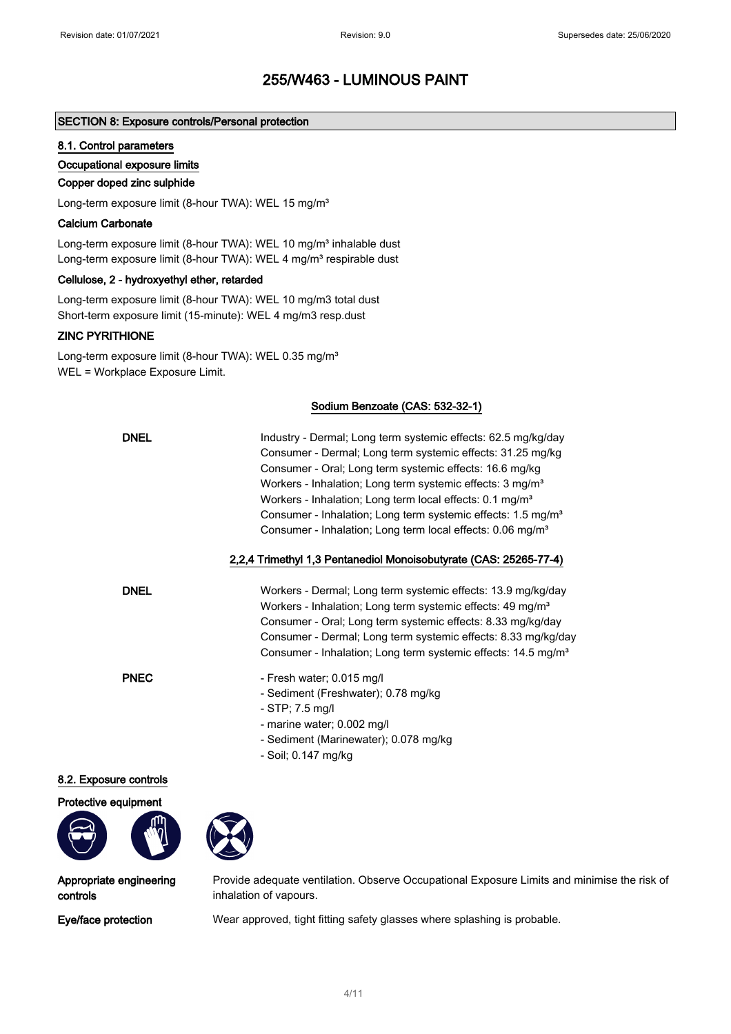# 255/W463 - LUMINOUS PAINT

## SECTION 8: Exposure controls/Personal protection

### 8.1. Control parameters

#### Occupational exposure limits

**Copper doped zinc sulphide**

Long-term exposure limit (8-hour TWA): WEL 15 mg/m³

**Calcium Carbonate**

Long-term exposure limit (8-hour TWA): WEL 10 mg/m³ inhalable dust
Long-term exposure limit (8-hour TWA): WEL 4 mg/m³ respirable dust

**Cellulose, 2 - hydroxyethyl ether, retarded**

Long-term exposure limit (8-hour TWA): WEL 10 mg/m3 total dust
Short-term exposure limit (15-minute): WEL 4 mg/m3 resp.dust

**ZINC PYRITHIONE**

Long-term exposure limit (8-hour TWA): WEL 0.35 mg/m³
WEL = Workplace Exposure Limit.

**Sodium Benzoate (CAS: 532-32-1)**

**DNEL**

Industry - Dermal; Long term systemic effects: 62.5 mg/kg/day
Consumer - Dermal; Long term systemic effects: 31.25 mg/kg
Consumer - Oral; Long term systemic effects: 16.6 mg/kg
Workers - Inhalation; Long term systemic effects: 3 mg/m³
Workers - Inhalation; Long term local effects: 0.1 mg/m³
Consumer - Inhalation; Long term systemic effects: 1.5 mg/m³
Consumer - Inhalation; Long term local effects: 0.06 mg/m³

**2,2,4 Trimethyl 1,3 Pentanediol Monoisobutyrate (CAS: 25265-77-4)**

**DNEL**

Workers - Dermal; Long term systemic effects: 13.9 mg/kg/day
Workers - Inhalation; Long term systemic effects: 49 mg/m³
Consumer - Oral; Long term systemic effects: 8.33 mg/kg/day
Consumer - Dermal; Long term systemic effects: 8.33 mg/kg/day
Consumer - Inhalation; Long term systemic effects: 14.5 mg/m³

**PNEC**

- Fresh water; 0.015 mg/l
- Sediment (Freshwater); 0.78 mg/kg
- STP; 7.5 mg/l
- marine water; 0.002 mg/l
- Sediment (Marinewater); 0.078 mg/kg
- Soil; 0.147 mg/kg

### 8.2. Exposure controls

#### Protective equipment

**Appropriate engineering controls**

Provide adequate ventilation. Observe Occupational Exposure Limits and minimise the risk of inhalation of vapours.

**Eye/face protection**

Wear approved, tight fitting safety glasses where splashing is probable.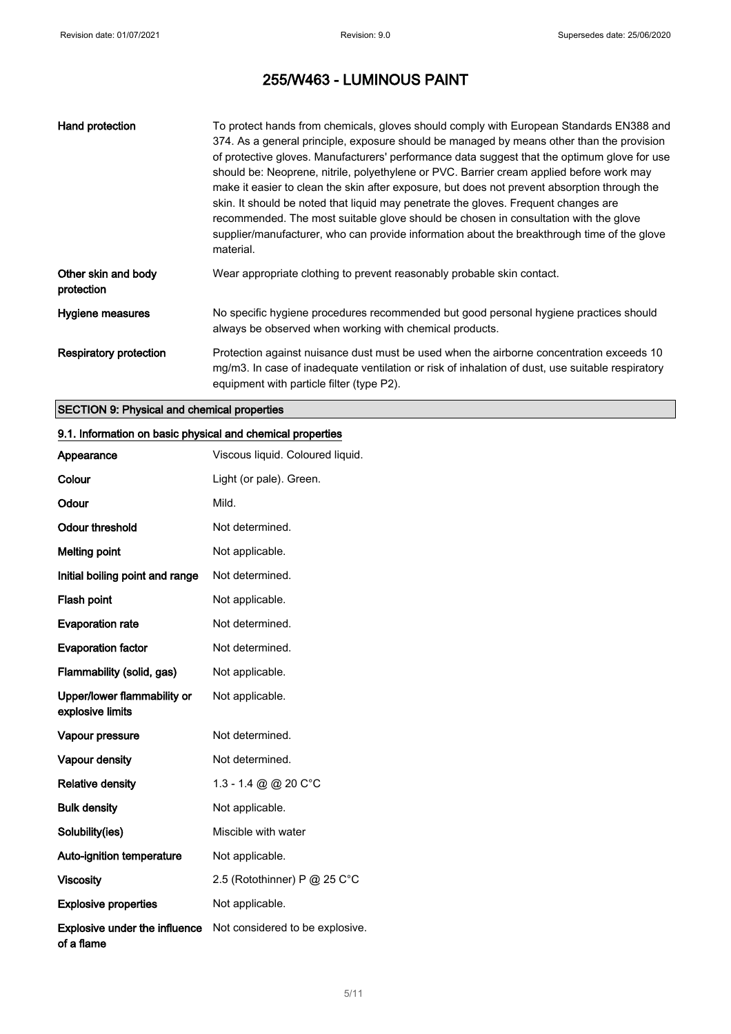| | |
|---|---|
| **Hand protection** | To protect hands from chemicals, gloves should comply with European Standards EN388 and 374. As a general principle, exposure should be managed by means other than the provision of protective gloves. Manufacturers' performance data suggest that the optimum glove for use should be: Neoprene, nitrile, polyethylene or PVC. Barrier cream applied before work may make it easier to clean the skin after exposure, but does not prevent absorption through the skin. It should be noted that liquid may penetrate the gloves. Frequent changes are recommended. The most suitable glove should be chosen in consultation with the glove supplier/manufacturer, who can provide information about the breakthrough time of the glove material. |
| **Other skin and body protection** | Wear appropriate clothing to prevent reasonably probable skin contact. |
| **Hygiene measures** | No specific hygiene procedures recommended but good personal hygiene practices should always be observed when working with chemical products. |
| **Respiratory protection** | Protection against nuisance dust must be used when the airborne concentration exceeds 10 mg/m3. In case of inadequate ventilation or risk of inhalation of dust, use suitable respiratory equipment with particle filter (type P2). |

## SECTION 9: Physical and chemical properties

### 9.1. Information on basic physical and chemical properties

| | |
|---|---|
| **Appearance** | Viscous liquid. Coloured liquid. |
| **Colour** | Light (or pale). Green. |
| **Odour** | Mild. |
| **Odour threshold** | Not determined. |
| **Melting point** | Not applicable. |
| **Initial boiling point and range** | Not determined. |
| **Flash point** | Not applicable. |
| **Evaporation rate** | Not determined. |
| **Evaporation factor** | Not determined. |
| **Flammability (solid, gas)** | Not applicable. |
| **Upper/lower flammability or explosive limits** | Not applicable. |
| **Vapour pressure** | Not determined. |
| **Vapour density** | Not determined. |
| **Relative density** | 1.3 - 1.4 @ @ 20 C°C |
| **Bulk density** | Not applicable. |
| **Solubility(ies)** | Miscible with water |
| **Auto-ignition temperature** | Not applicable. |
| **Viscosity** | 2.5 (Rotothinner) P @ 25 C°C |
| **Explosive properties** | Not applicable. |
| **Explosive under the influence of a flame** | Not considered to be explosive. |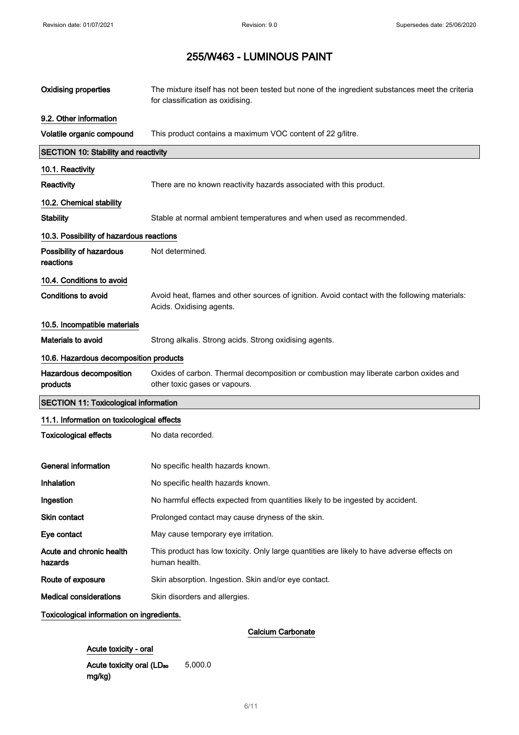| | |
|---|---|
| **Oxidising properties** | The mixture itself has not been tested but none of the ingredient substances meet the criteria for classification as oxidising. |

**9.2. Other information**

| | |
|---|---|
| **Volatile organic compound** | This product contains a maximum VOC content of 22 g/litre. |

## SECTION 10: Stability and reactivity

**10.1. Reactivity**

| | |
|---|---|
| **Reactivity** | There are no known reactivity hazards associated with this product. |

**10.2. Chemical stability**

| | |
|---|---|
| **Stability** | Stable at normal ambient temperatures and when used as recommended. |

**10.3. Possibility of hazardous reactions**

| | |
|---|---|
| **Possibility of hazardous reactions** | Not determined. |

**10.4. Conditions to avoid**

| | |
|---|---|
| **Conditions to avoid** | Avoid heat, flames and other sources of ignition. Avoid contact with the following materials: Acids. Oxidising agents. |

**10.5. Incompatible materials**

| | |
|---|---|
| **Materials to avoid** | Strong alkalis. Strong acids. Strong oxidising agents. |

**10.6. Hazardous decomposition products**

| | |
|---|---|
| **Hazardous decomposition products** | Oxides of carbon. Thermal decomposition or combustion may liberate carbon oxides and other toxic gases or vapours. |

## SECTION 11: Toxicological information

**11.1. Information on toxicological effects**

| | |
|---|---|
| **Toxicological effects** | No data recorded. |
| **General information** | No specific health hazards known. |
| **Inhalation** | No specific health hazards known. |
| **Ingestion** | No harmful effects expected from quantities likely to be ingested by accident. |
| **Skin contact** | Prolonged contact may cause dryness of the skin. |
| **Eye contact** | May cause temporary eye irritation. |
| **Acute and chronic health hazards** | This product has low toxicity. Only large quantities are likely to have adverse effects on human health. |
| **Route of exposure** | Skin absorption. Ingestion. Skin and/or eye contact. |
| **Medical considerations** | Skin disorders and allergies. |

**Toxicological information on ingredients.**

**Calcium Carbonate**

**Acute toxicity - oral**

| | |
|---|---|
| **Acute toxicity oral ($LD_{50}$ mg/kg)** | 5,000.0 |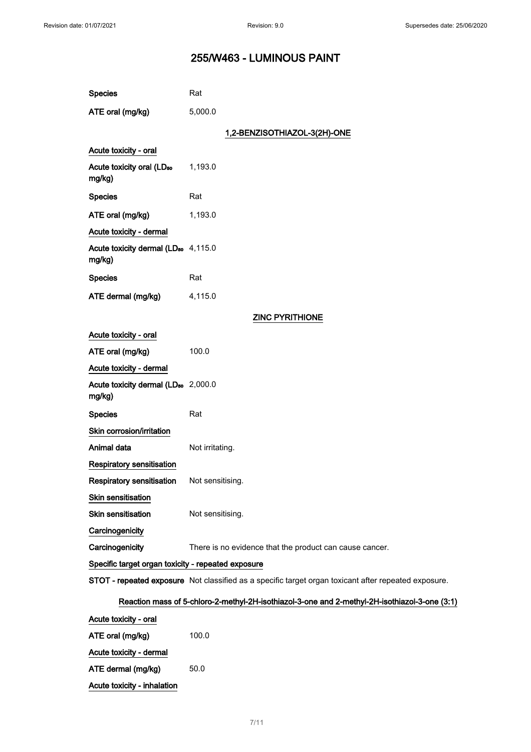| | |
|---|---|
| **Species** | Rat |
| **ATE oral (mg/kg)** | 5,000.0 |

### 1,2-BENZISOTHIAZOL-3(2H)-ONE

**Acute toxicity - oral**

| | |
|---|---|
| **Acute toxicity oral ($LD_{50}$ mg/kg)** | 1,193.0 |
| **Species** | Rat |
| **ATE oral (mg/kg)** | 1,193.0 |

**Acute toxicity - dermal**

| | |
|---|---|
| **Acute toxicity dermal ($LD_{50}$ mg/kg)** | 4,115.0 |
| **Species** | Rat |
| **ATE dermal (mg/kg)** | 4,115.0 |

### ZINC PYRITHIONE

**Acute toxicity - oral**

| | |
|---|---|
| **ATE oral (mg/kg)** | 100.0 |

**Acute toxicity - dermal**

| | |
|---|---|
| **Acute toxicity dermal ($LD_{50}$ mg/kg)** | 2,000.0 |
| **Species** | Rat |

**Skin corrosion/irritation**

| | |
|---|---|
| **Animal data** | Not irritating. |

**Respiratory sensitisation**

| | |
|---|---|
| **Respiratory sensitisation** | Not sensitising. |

**Skin sensitisation**

| | |
|---|---|
| **Skin sensitisation** | Not sensitising. |

**Carcinogenicity**

| | |
|---|---|
| **Carcinogenicity** | There is no evidence that the product can cause cancer. |

**Specific target organ toxicity - repeated exposure**

| | |
|---|---|
| **STOT - repeated exposure** | Not classified as a specific target organ toxicant after repeated exposure. |

### Reaction mass of 5-chloro-2-methyl-2H-isothiazol-3-one and 2-methyl-2H-isothiazol-3-one (3:1)

**Acute toxicity - oral**

| | |
|---|---|
| **ATE oral (mg/kg)** | 100.0 |

**Acute toxicity - dermal**

| | |
|---|---|
| **ATE dermal (mg/kg)** | 50.0 |

**Acute toxicity - inhalation**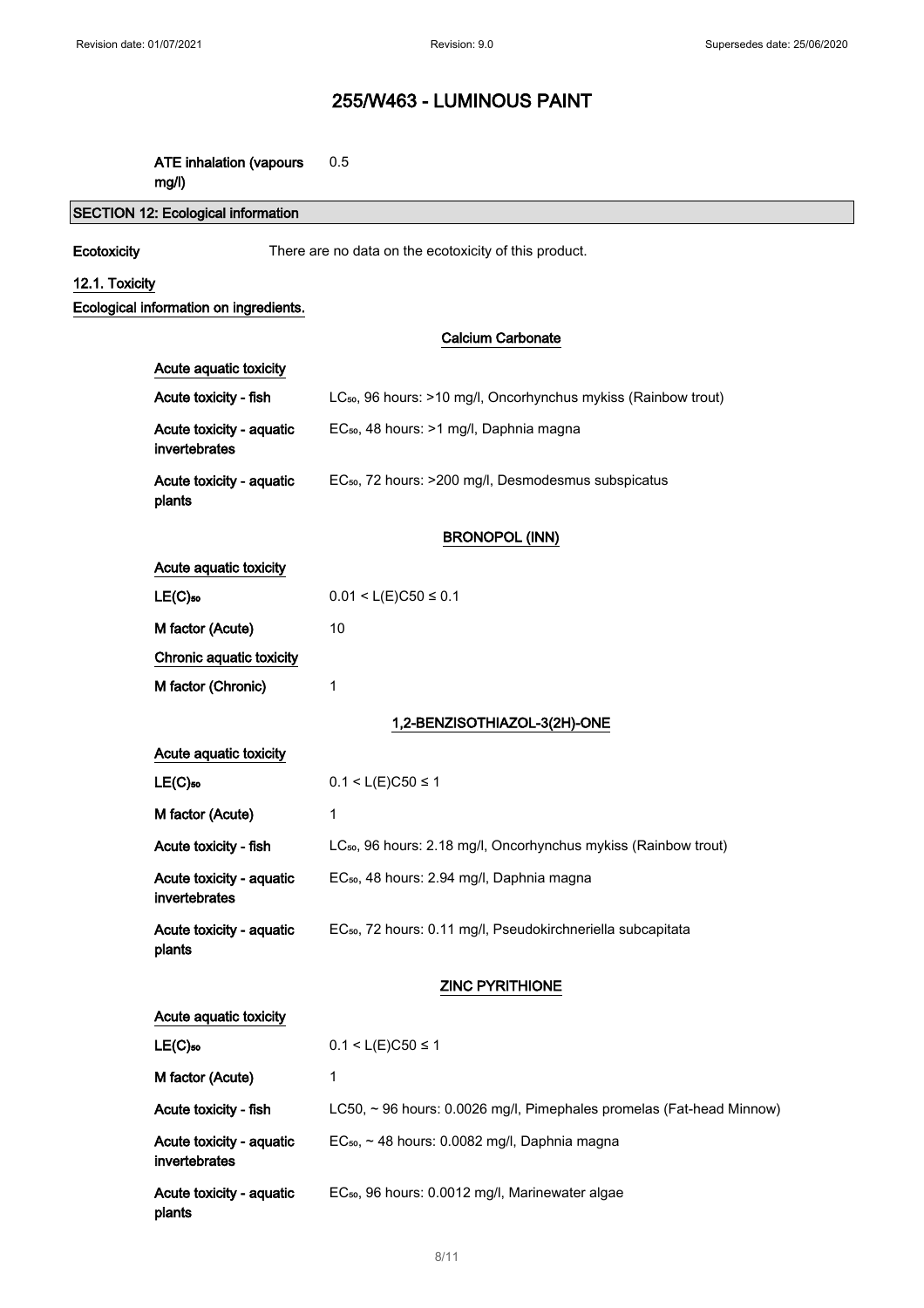| | |
|---|---|
| ATE inhalation (vapours mg/l) | 0.5 |

## SECTION 12: Ecological information

**Ecotoxicity** There are no data on the ecotoxicity of this product.

### 12.1. Toxicity

**Ecological information on ingredients.**

#### Calcium Carbonate

| | |
|---|---|
| Acute aquatic toxicity | |
| Acute toxicity - fish | $LC_{50}$, 96 hours: >10 mg/l, Oncorhynchus mykiss (Rainbow trout) |
| Acute toxicity - aquatic invertebrates | $EC_{50}$, 48 hours: >1 mg/l, Daphnia magna |
| Acute toxicity - aquatic plants | $EC_{50}$, 72 hours: >200 mg/l, Desmodesmus subspicatus |

#### BRONOPOL (INN)

| | |
|---|---|
| Acute aquatic toxicity | |
| $LE(C)_{50}$ | $0.01 < L(E)C50 \leq 0.1$ |
| M factor (Acute) | 10 |
| Chronic aquatic toxicity | |
| M factor (Chronic) | 1 |

#### 1,2-BENZISOTHIAZOL-3(2H)-ONE

| | |
|---|---|
| Acute aquatic toxicity | |
| $LE(C)_{50}$ | $0.1 < L(E)C50 \leq 1$ |
| M factor (Acute) | 1 |
| Acute toxicity - fish | $LC_{50}$, 96 hours: 2.18 mg/l, Oncorhynchus mykiss (Rainbow trout) |
| Acute toxicity - aquatic invertebrates | $EC_{50}$, 48 hours: 2.94 mg/l, Daphnia magna |
| Acute toxicity - aquatic plants | $EC_{50}$, 72 hours: 0.11 mg/l, Pseudokirchneriella subcapitata |

#### ZINC PYRITHIONE

| | |
|---|---|
| Acute aquatic toxicity | |
| $LE(C)_{50}$ | $0.1 < L(E)C50 \leq 1$ |
| M factor (Acute) | 1 |
| Acute toxicity - fish | LC50, ~ 96 hours: 0.0026 mg/l, Pimephales promelas (Fat-head Minnow) |
| Acute toxicity - aquatic invertebrates | $EC_{50}$, ~ 48 hours: 0.0082 mg/l, Daphnia magna |
| Acute toxicity - aquatic plants | $EC_{50}$, 96 hours: 0.0012 mg/l, Marinewater algae |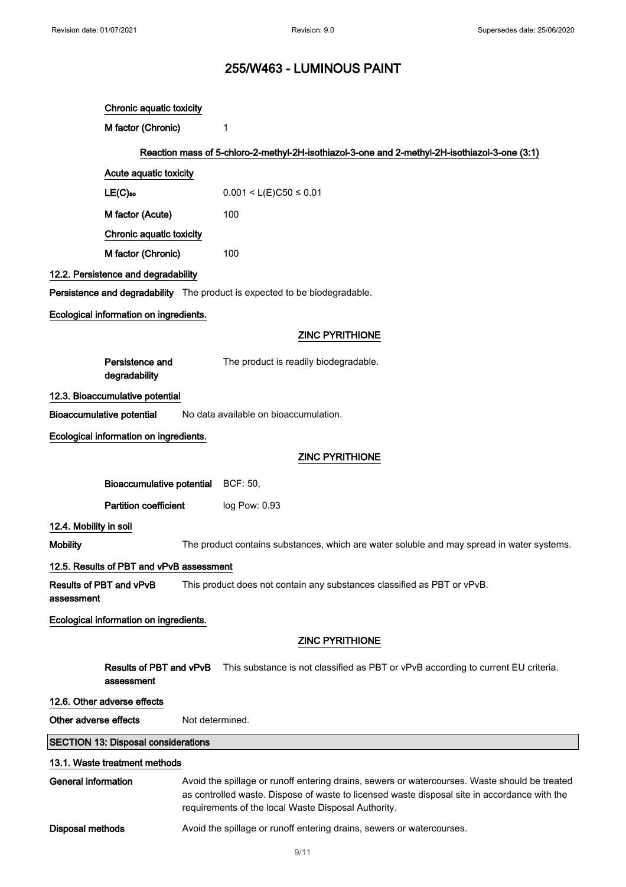Chronic aquatic toxicity

**M factor (Chronic)** 1

**Reaction mass of 5-chloro-2-methyl-2H-isothiazol-3-one and 2-methyl-2H-isothiazol-3-one (3:1)**

Acute aquatic toxicity

**$LE(C)_{50}$** $0.001 < L(E)C50 \leq 0.01$

**M factor (Acute)** 100

Chronic aquatic toxicity

**M factor (Chronic)** 100

### 12.2. Persistence and degradability

**Persistence and degradability** The product is expected to be biodegradable.

**Ecological information on ingredients.**

**ZINC PYRITHIONE**

**Persistence and degradability** The product is readily biodegradable.

### 12.3. Bioaccumulative potential

**Bioaccumulative potential** No data available on bioaccumulation.

**Ecological information on ingredients.**

**ZINC PYRITHIONE**

**Bioaccumulative potential** BCF: 50,

**Partition coefficient** log Pow: 0.93

### 12.4. Mobility in soil

**Mobility** The product contains substances, which are water soluble and may spread in water systems.

### 12.5. Results of PBT and vPvB assessment

**Results of PBT and vPvB assessment** This product does not contain any substances classified as PBT or vPvB.

**Ecological information on ingredients.**

**ZINC PYRITHIONE**

**Results of PBT and vPvB assessment** This substance is not classified as PBT or vPvB according to current EU criteria.

### 12.6. Other adverse effects

**Other adverse effects** Not determined.

## SECTION 13: Disposal considerations

### 13.1. Waste treatment methods

**General information** Avoid the spillage or runoff entering drains, sewers or watercourses. Waste should be treated as controlled waste. Dispose of waste to licensed waste disposal site in accordance with the requirements of the local Waste Disposal Authority.

**Disposal methods** Avoid the spillage or runoff entering drains, sewers or watercourses.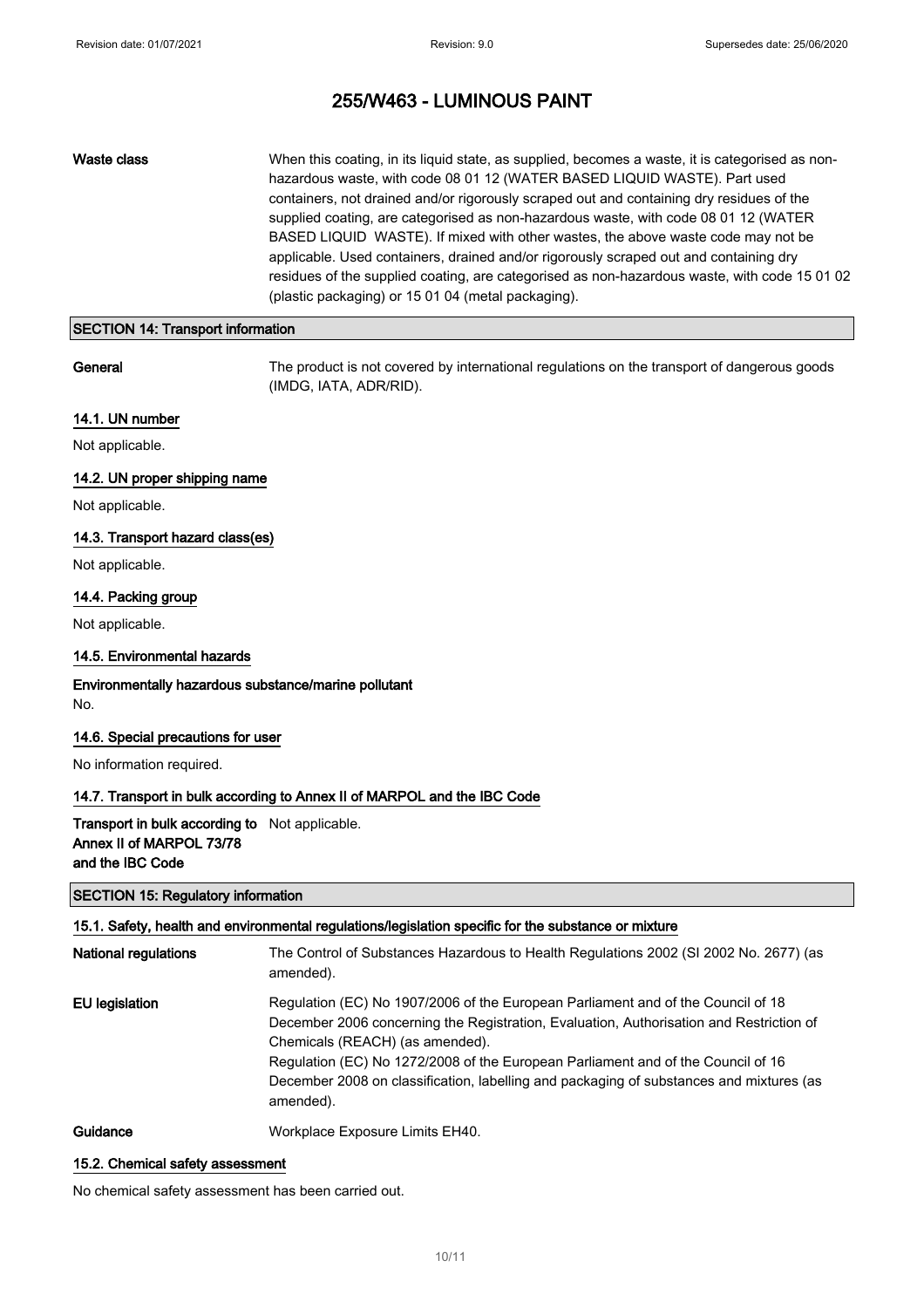**Waste class** When this coating, in its liquid state, as supplied, becomes a waste, it is categorised as non-hazardous waste, with code 08 01 12 (WATER BASED LIQUID WASTE). Part used containers, not drained and/or rigorously scraped out and containing dry residues of the supplied coating, are categorised as non-hazardous waste, with code 08 01 12 (WATER BASED LIQUID WASTE). If mixed with other wastes, the above waste code may not be applicable. Used containers, drained and/or rigorously scraped out and containing dry residues of the supplied coating, are categorised as non-hazardous waste, with code 15 01 02 (plastic packaging) or 15 01 04 (metal packaging).

## SECTION 14: Transport information

**General** The product is not covered by international regulations on the transport of dangerous goods (IMDG, IATA, ADR/RID).

### 14.1. UN number

Not applicable.

### 14.2. UN proper shipping name

Not applicable.

### 14.3. Transport hazard class(es)

Not applicable.

### 14.4. Packing group

Not applicable.

### 14.5. Environmental hazards

**Environmentally hazardous substance/marine pollutant**

No.

### 14.6. Special precautions for user

No information required.

### 14.7. Transport in bulk according to Annex II of MARPOL and the IBC Code

**Transport in bulk according to Annex II of MARPOL 73/78 and the IBC Code** Not applicable.

## SECTION 15: Regulatory information

### 15.1. Safety, health and environmental regulations/legislation specific for the substance or mixture

**National regulations** The Control of Substances Hazardous to Health Regulations 2002 (SI 2002 No. 2677) (as amended).

**EU legislation** Regulation (EC) No 1907/2006 of the European Parliament and of the Council of 18 December 2006 concerning the Registration, Evaluation, Authorisation and Restriction of Chemicals (REACH) (as amended).
Regulation (EC) No 1272/2008 of the European Parliament and of the Council of 16 December 2008 on classification, labelling and packaging of substances and mixtures (as amended).

**Guidance** Workplace Exposure Limits EH40.

### 15.2. Chemical safety assessment

No chemical safety assessment has been carried out.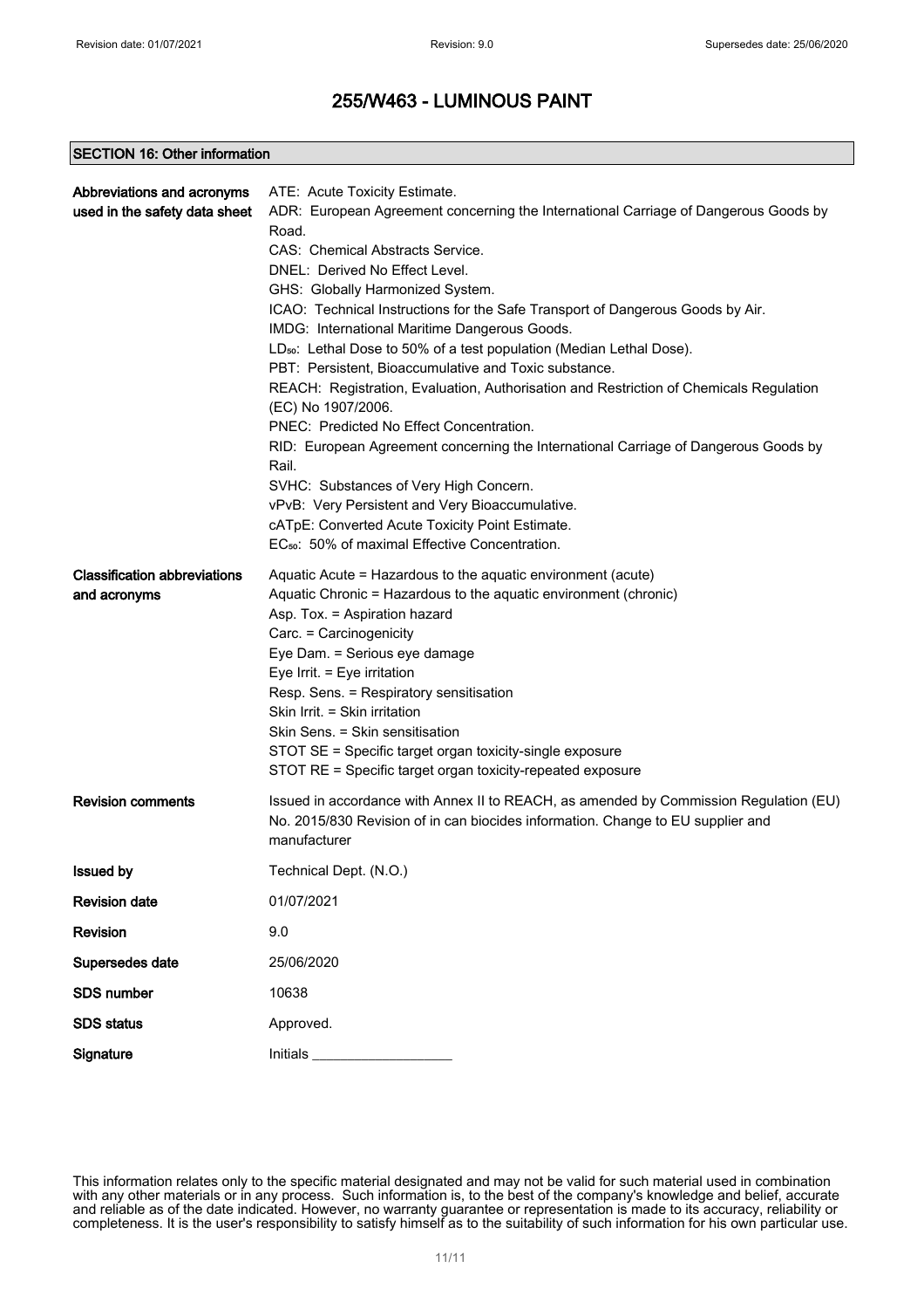# 255/W463 - LUMINOUS PAINT

## SECTION 16: Other information

| | |
|---|---|
| **Abbreviations and acronyms used in the safety data sheet** | ATE: Acute Toxicity Estimate.<br>ADR: European Agreement concerning the International Carriage of Dangerous Goods by Road.<br>CAS: Chemical Abstracts Service.<br>DNEL: Derived No Effect Level.<br>GHS: Globally Harmonized System.<br>ICAO: Technical Instructions for the Safe Transport of Dangerous Goods by Air.<br>IMDG: International Maritime Dangerous Goods.<br>$LD_{50}$: Lethal Dose to 50% of a test population (Median Lethal Dose).<br>PBT: Persistent, Bioaccumulative and Toxic substance.<br>REACH: Registration, Evaluation, Authorisation and Restriction of Chemicals Regulation (EC) No 1907/2006.<br>PNEC: Predicted No Effect Concentration.<br>RID: European Agreement concerning the International Carriage of Dangerous Goods by Rail.<br>SVHC: Substances of Very High Concern.<br>vPvB: Very Persistent and Very Bioaccumulative.<br>cATpE: Converted Acute Toxicity Point Estimate.<br>$EC_{50}$: 50% of maximal Effective Concentration. |
| **Classification abbreviations and acronyms** | Aquatic Acute = Hazardous to the aquatic environment (acute)<br>Aquatic Chronic = Hazardous to the aquatic environment (chronic)<br>Asp. Tox. = Aspiration hazard<br>Carc. = Carcinogenicity<br>Eye Dam. = Serious eye damage<br>Eye Irrit. = Eye irritation<br>Resp. Sens. = Respiratory sensitisation<br>Skin Irrit. = Skin irritation<br>Skin Sens. = Skin sensitisation<br>STOT SE = Specific target organ toxicity-single exposure<br>STOT RE = Specific target organ toxicity-repeated exposure |
| **Revision comments** | Issued in accordance with Annex II to REACH, as amended by Commission Regulation (EU) No. 2015/830 Revision of in can biocides information. Change to EU supplier and manufacturer |
| **Issued by** | Technical Dept. (N.O.) |
| **Revision date** | 01/07/2021 |
| **Revision** | 9.0 |
| **Supersedes date** | 25/06/2020 |
| **SDS number** | 10638 |
| **SDS status** | Approved. |
| **Signature** | Initials ___________________ |

This information relates only to the specific material designated and may not be valid for such material used in combination with any other materials or in any process. Such information is, to the best of the company's knowledge and belief, accurate and reliable as of the date indicated. However, no warranty guarantee or representation is made to its accuracy, reliability or completeness. It is the user's responsibility to satisfy himself as to the suitability of such information for his own particular use.